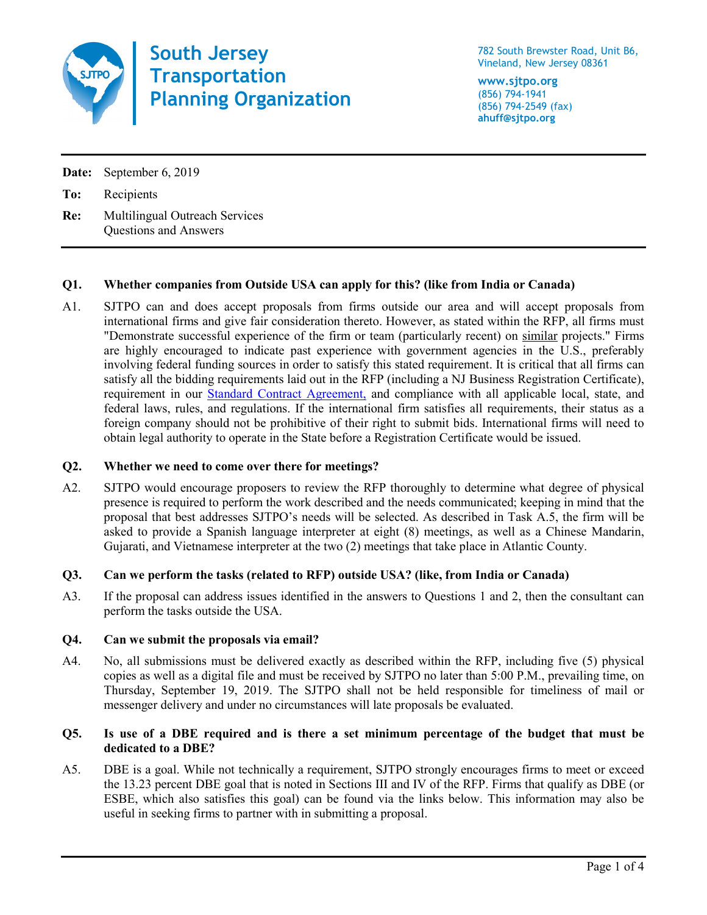# South Jersey Transportation Planning Organization

782 South Brewster Road, Unit B6,
Vineland, New Jersey 08361

**www.sjtpo.org**
(856) 794-1941
(856) 794-2549 (fax)
**ahuff@sjtpo.org**

---

**Date:** September 6, 2019

**To:** Recipients

**Re:** Multilingual Outreach Services
Questions and Answers

---

**Q1. Whether companies from Outside USA can apply for this? (like from India or Canada)**

A1. SJTPO can and does accept proposals from firms outside our area and will accept proposals from international firms and give fair consideration thereto. However, as stated within the RFP, all firms must "Demonstrate successful experience of the firm or team (particularly recent) on similar projects." Firms are highly encouraged to indicate past experience with government agencies in the U.S., preferably involving federal funding sources in order to satisfy this stated requirement. It is critical that all firms can satisfy all the bidding requirements laid out in the RFP (including a NJ Business Registration Certificate), requirement in our Standard Contract Agreement, and compliance with all applicable local, state, and federal laws, rules, and regulations. If the international firm satisfies all requirements, their status as a foreign company should not be prohibitive of their right to submit bids. International firms will need to obtain legal authority to operate in the State before a Registration Certificate would be issued.

**Q2. Whether we need to come over there for meetings?**

A2. SJTPO would encourage proposers to review the RFP thoroughly to determine what degree of physical presence is required to perform the work described and the needs communicated; keeping in mind that the proposal that best addresses SJTPO's needs will be selected. As described in Task A.5, the firm will be asked to provide a Spanish language interpreter at eight (8) meetings, as well as a Chinese Mandarin, Gujarati, and Vietnamese interpreter at the two (2) meetings that take place in Atlantic County.

**Q3. Can we perform the tasks (related to RFP) outside USA? (like, from India or Canada)**

A3. If the proposal can address issues identified in the answers to Questions 1 and 2, then the consultant can perform the tasks outside the USA.

**Q4. Can we submit the proposals via email?**

A4. No, all submissions must be delivered exactly as described within the RFP, including five (5) physical copies as well as a digital file and must be received by SJTPO no later than 5:00 P.M., prevailing time, on Thursday, September 19, 2019. The SJTPO shall not be held responsible for timeliness of mail or messenger delivery and under no circumstances will late proposals be evaluated.

**Q5. Is use of a DBE required and is there a set minimum percentage of the budget that must be dedicated to a DBE?**

A5. DBE is a goal. While not technically a requirement, SJTPO strongly encourages firms to meet or exceed the 13.23 percent DBE goal that is noted in Sections III and IV of the RFP. Firms that qualify as DBE (or ESBE, which also satisfies this goal) can be found via the links below. This information may also be useful in seeking firms to partner with in submitting a proposal.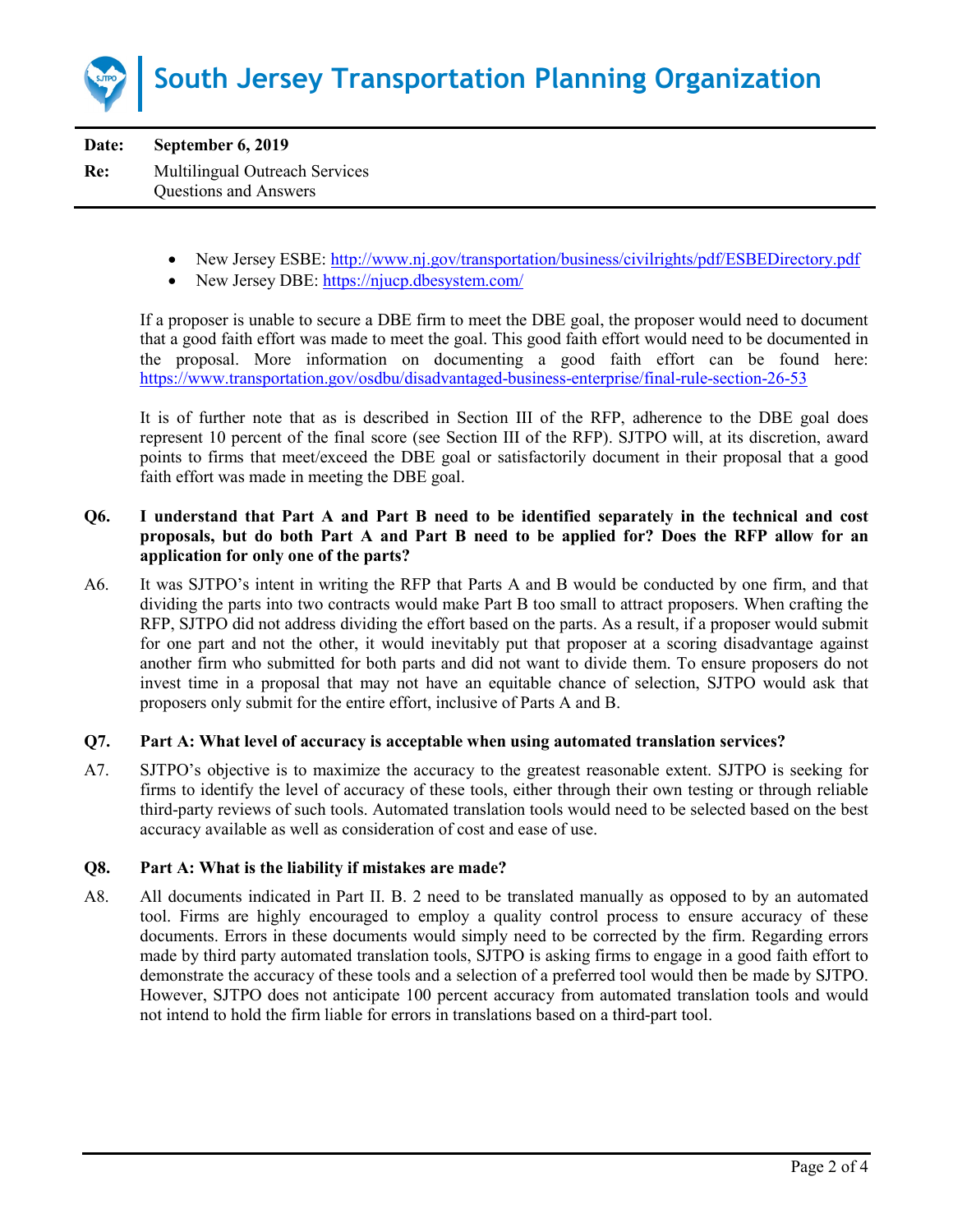- New Jersey ESBE: http://www.nj.gov/transportation/business/civilrights/pdf/ESBEDirectory.pdf
- New Jersey DBE: https://njucp.dbesystem.com/

If a proposer is unable to secure a DBE firm to meet the DBE goal, the proposer would need to document that a good faith effort was made to meet the goal. This good faith effort would need to be documented in the proposal. More information on documenting a good faith effort can be found here: https://www.transportation.gov/osdbu/disadvantaged-business-enterprise/final-rule-section-26-53

It is of further note that as is described in Section III of the RFP, adherence to the DBE goal does represent 10 percent of the final score (see Section III of the RFP). SJTPO will, at its discretion, award points to firms that meet/exceed the DBE goal or satisfactorily document in their proposal that a good faith effort was made in meeting the DBE goal.

**Q6. I understand that Part A and Part B need to be identified separately in the technical and cost proposals, but do both Part A and Part B need to be applied for? Does the RFP allow for an application for only one of the parts?**

A6. It was SJTPO's intent in writing the RFP that Parts A and B would be conducted by one firm, and that dividing the parts into two contracts would make Part B too small to attract proposers. When crafting the RFP, SJTPO did not address dividing the effort based on the parts. As a result, if a proposer would submit for one part and not the other, it would inevitably put that proposer at a scoring disadvantage against another firm who submitted for both parts and did not want to divide them. To ensure proposers do not invest time in a proposal that may not have an equitable chance of selection, SJTPO would ask that proposers only submit for the entire effort, inclusive of Parts A and B.

**Q7. Part A: What level of accuracy is acceptable when using automated translation services?**

A7. SJTPO's objective is to maximize the accuracy to the greatest reasonable extent. SJTPO is seeking for firms to identify the level of accuracy of these tools, either through their own testing or through reliable third-party reviews of such tools. Automated translation tools would need to be selected based on the best accuracy available as well as consideration of cost and ease of use.

**Q8. Part A: What is the liability if mistakes are made?**

A8. All documents indicated in Part II. B. 2 need to be translated manually as opposed to by an automated tool. Firms are highly encouraged to employ a quality control process to ensure accuracy of these documents. Errors in these documents would simply need to be corrected by the firm. Regarding errors made by third party automated translation tools, SJTPO is asking firms to engage in a good faith effort to demonstrate the accuracy of these tools and a selection of a preferred tool would then be made by SJTPO. However, SJTPO does not anticipate 100 percent accuracy from automated translation tools and would not intend to hold the firm liable for errors in translations based on a third-part tool.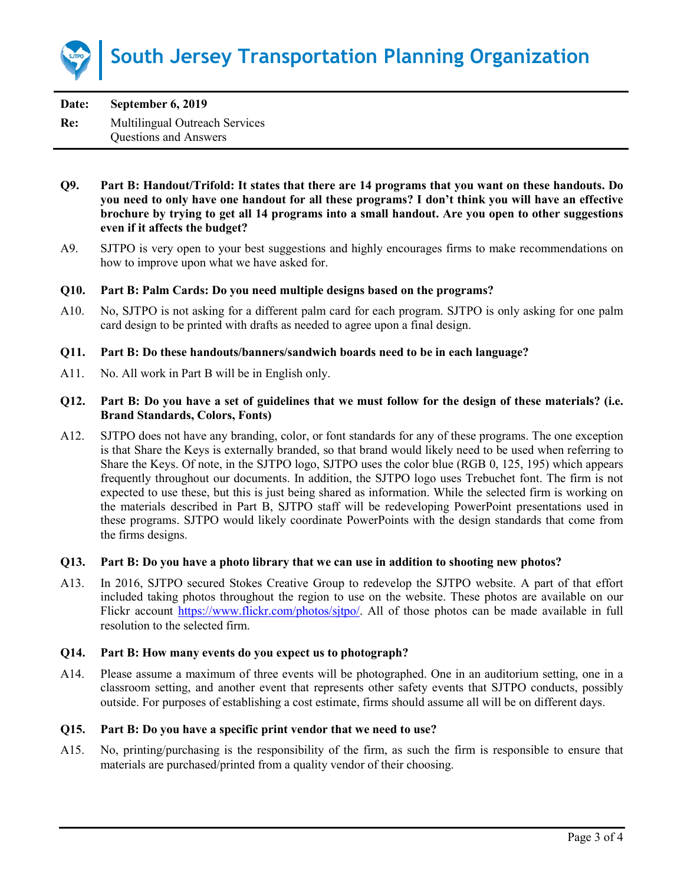# South Jersey Transportation Planning Organization

**Date:** September 6, 2019

**Re:** Multilingual Outreach Services
Questions and Answers

---

**Q9. Part B: Handout/Trifold: It states that there are 14 programs that you want on these handouts. Do you need to only have one handout for all these programs? I don't think you will have an effective brochure by trying to get all 14 programs into a small handout. Are you open to other suggestions even if it affects the budget?**

A9. SJTPO is very open to your best suggestions and highly encourages firms to make recommendations on how to improve upon what we have asked for.

**Q10. Part B: Palm Cards: Do you need multiple designs based on the programs?**

A10. No, SJTPO is not asking for a different palm card for each program. SJTPO is only asking for one palm card design to be printed with drafts as needed to agree upon a final design.

**Q11. Part B: Do these handouts/banners/sandwich boards need to be in each language?**

A11. No. All work in Part B will be in English only.

**Q12. Part B: Do you have a set of guidelines that we must follow for the design of these materials? (i.e. Brand Standards, Colors, Fonts)**

A12. SJTPO does not have any branding, color, or font standards for any of these programs. The one exception is that Share the Keys is externally branded, so that brand would likely need to be used when referring to Share the Keys. Of note, in the SJTPO logo, SJTPO uses the color blue (RGB 0, 125, 195) which appears frequently throughout our documents. In addition, the SJTPO logo uses Trebuchet font. The firm is not expected to use these, but this is just being shared as information. While the selected firm is working on the materials described in Part B, SJTPO staff will be redeveloping PowerPoint presentations used in these programs. SJTPO would likely coordinate PowerPoints with the design standards that come from the firms designs.

**Q13. Part B: Do you have a photo library that we can use in addition to shooting new photos?**

A13. In 2016, SJTPO secured Stokes Creative Group to redevelop the SJTPO website. A part of that effort included taking photos throughout the region to use on the website. These photos are available on our Flickr account https://www.flickr.com/photos/sjtpo/. All of those photos can be made available in full resolution to the selected firm.

**Q14. Part B: How many events do you expect us to photograph?**

A14. Please assume a maximum of three events will be photographed. One in an auditorium setting, one in a classroom setting, and another event that represents other safety events that SJTPO conducts, possibly outside. For purposes of establishing a cost estimate, firms should assume all will be on different days.

**Q15. Part B: Do you have a specific print vendor that we need to use?**

A15. No, printing/purchasing is the responsibility of the firm, as such the firm is responsible to ensure that materials are purchased/printed from a quality vendor of their choosing.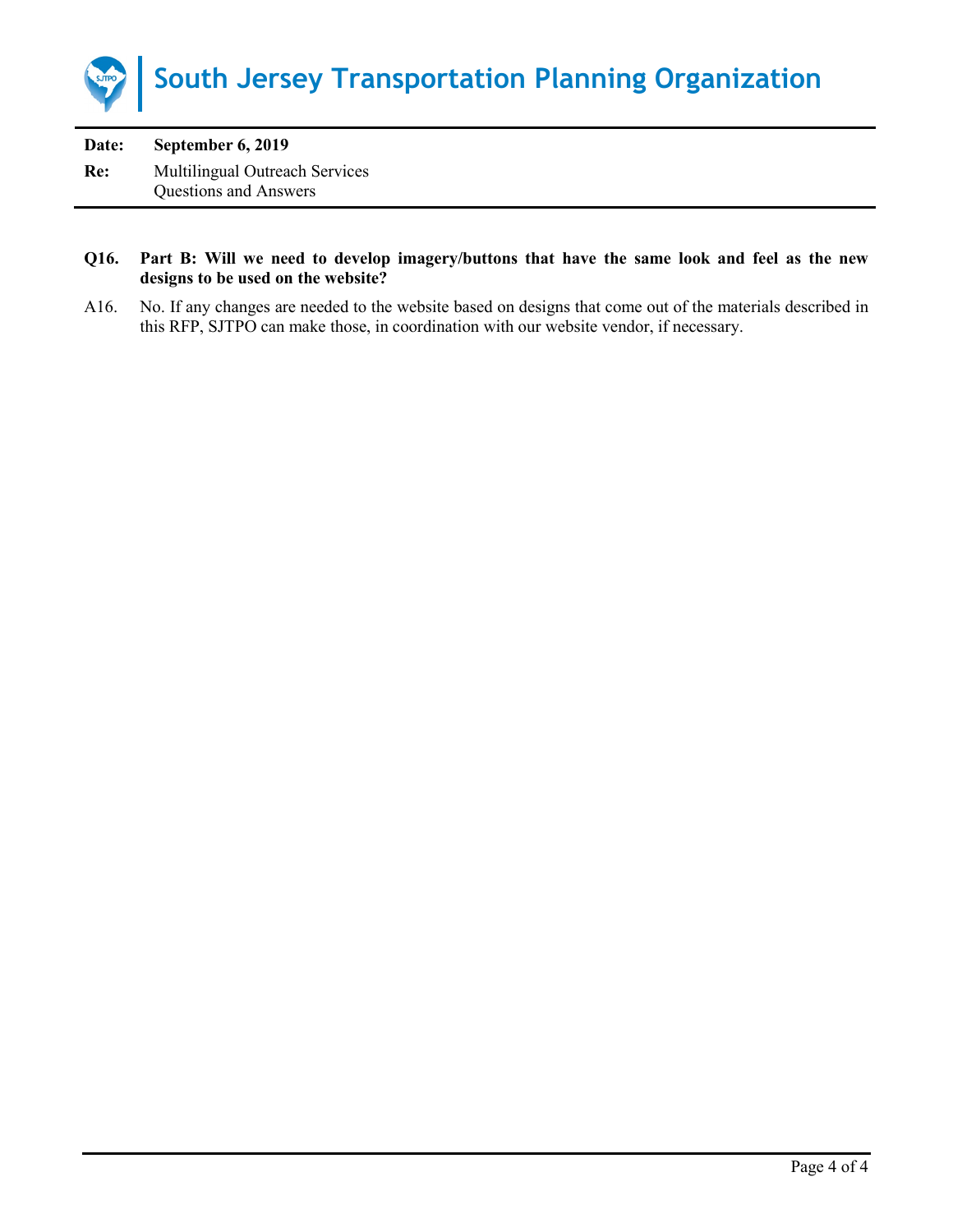**Date:** **September 6, 2019**

**Re:** Multilingual Outreach Services
Questions and Answers

**Q16. Part B: Will we need to develop imagery/buttons that have the same look and feel as the new designs to be used on the website?**

A16. No. If any changes are needed to the website based on designs that come out of the materials described in this RFP, SJTPO can make those, in coordination with our website vendor, if necessary.